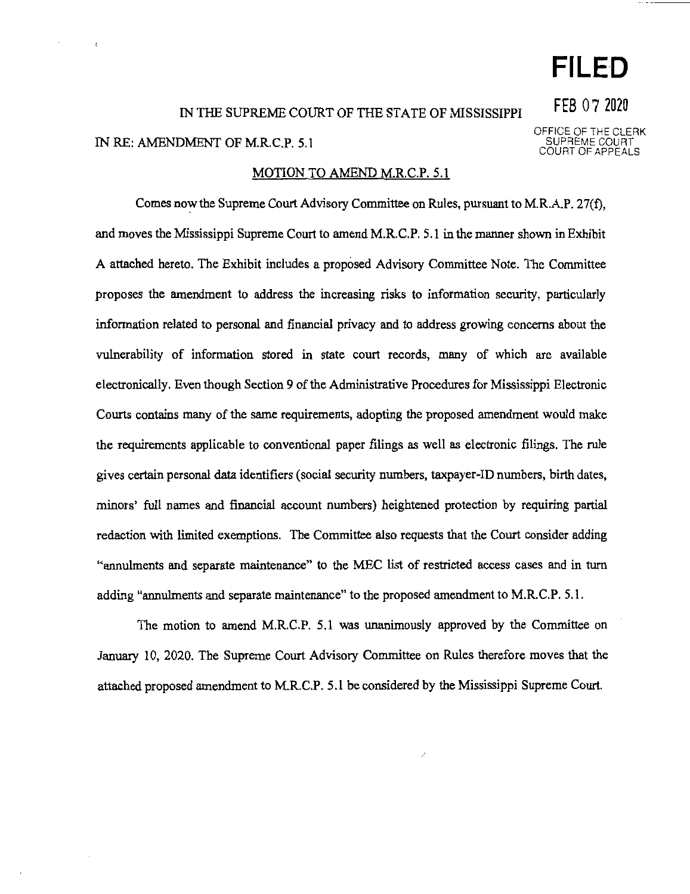**FILED**

FEB 07 2020

OFFICE OF THE CLERK
SUPREME COURT
COURT OF APPEALS

IN THE SUPREME COURT OF THE STATE OF MISSISSIPPI

IN RE: AMENDMENT OF M.R.C.P. 5.1

MOTION TO AMEND M.R.C.P. 5.1

Comes now the Supreme Court Advisory Committee on Rules, pursuant to M.R.A.P. 27(f), and moves the Mississippi Supreme Court to amend M.R.C.P. 5.1 in the manner shown in Exhibit A attached hereto. The Exhibit includes a proposed Advisory Committee Note. The Committee proposes the amendment to address the increasing risks to information security, particularly information related to personal and financial privacy and to address growing concerns about the vulnerability of information stored in state court records, many of which are available electronically. Even though Section 9 of the Administrative Procedures for Mississippi Electronic Courts contains many of the same requirements, adopting the proposed amendment would make the requirements applicable to conventional paper filings as well as electronic filings. The rule gives certain personal data identifiers (social security numbers, taxpayer-ID numbers, birth dates, minors' full names and financial account numbers) heightened protection by requiring partial redaction with limited exemptions. The Committee also requests that the Court consider adding "annulments and separate maintenance" to the MEC list of restricted access cases and in turn adding "annulments and separate maintenance" to the proposed amendment to M.R.C.P. 5.1.

The motion to amend M.R.C.P. 5.1 was unanimously approved by the Committee on January 10, 2020. The Supreme Court Advisory Committee on Rules therefore moves that the attached proposed amendment to M.R.C.P. 5.1 be considered by the Mississippi Supreme Court.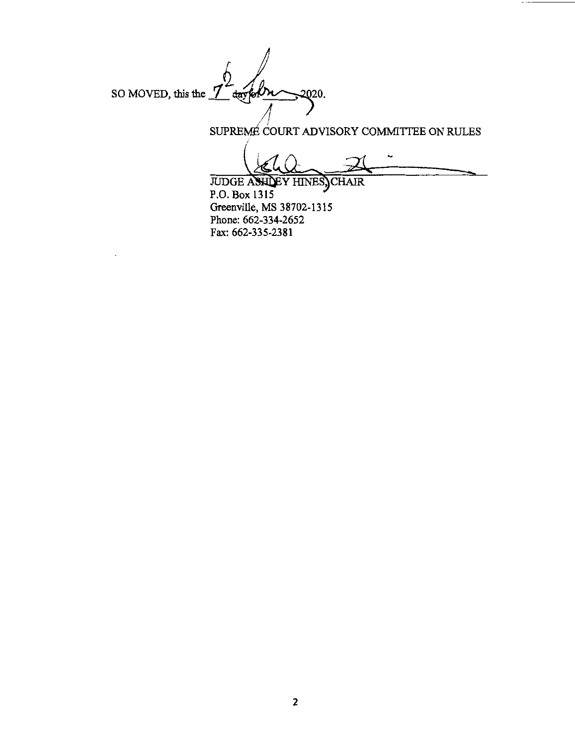SO MOVED, this the 7 day of Feb, 2020.

SUPREME COURT ADVISORY COMMITTEE ON RULES

JUDGE ASHLEY HINES, CHAIR
P.O. Box 1315
Greenville, MS 38702-1315
Phone: 662-334-2652
Fax: 662-335-2381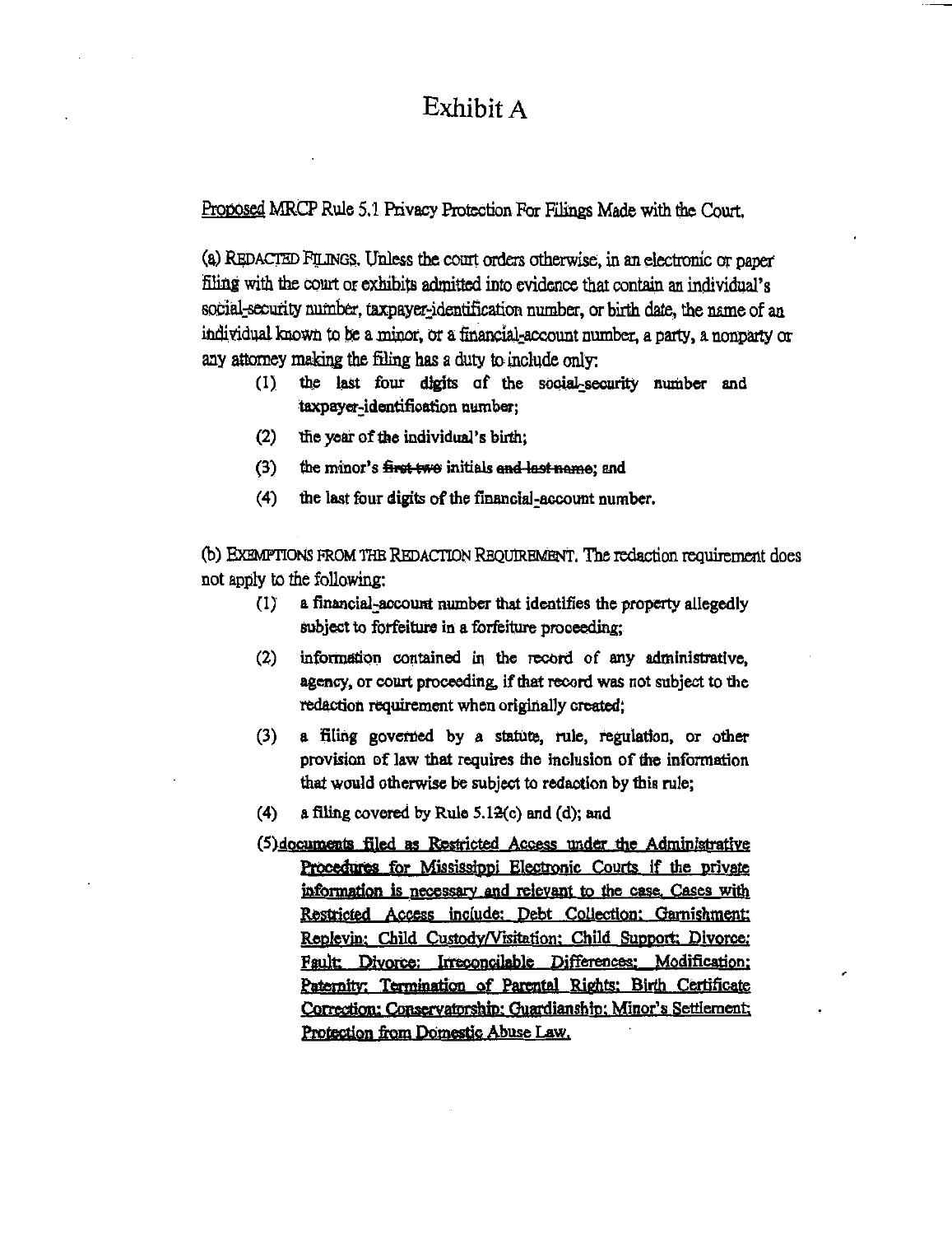# Exhibit A

Proposed MRCP Rule 5.1 Privacy Protection For Filings Made with the Court.

(a) REDACTED FILINGS. Unless the court orders otherwise, in an electronic or paper filing with the court or exhibits admitted into evidence that contain an individual's social-security number, taxpayer-identification number, or birth date, the name of an individual known to be a minor, or a financial-account number, a party, a nonparty or any attorney making the filing has a duty to include only:

(1) the last four digits of the social-security number and taxpayer-identification number;

(2) the year of the individual's birth;

(3) the minor's ~~first two~~ initials ~~and last name~~; and

(4) the last four digits of the financial-account number.

(b) EXEMPTIONS FROM THE REDACTION REQUIREMENT. The redaction requirement does not apply to the following:

(1) a financial-account number that identifies the property allegedly subject to forfeiture in a forfeiture proceeding;

(2) information contained in the record of any administrative, agency, or court proceeding, if that record was not subject to the redaction requirement when originally created;

(3) a filing governed by a statute, rule, regulation, or other provision of law that requires the inclusion of the information that would otherwise be subject to redaction by this rule;

(4) a filing covered by Rule 5.1~~2~~(c) and (d); and

(5) <u>documents filed as Restricted Access under the Administrative Procedures for Mississippi Electronic Courts if the private information is necessary and relevant to the case. Cases with Restricted Access include: Debt Collection; Garnishment; Replevin; Child Custody/Visitation; Child Support; Divorce; Fault; Divorce: Irreconcilable Differences; Modification; Paternity; Termination of Parental Rights; Birth Certificate Correction; Conservatorship; Guardianship; Minor's Settlement; Protection from Domestic Abuse Law.</u>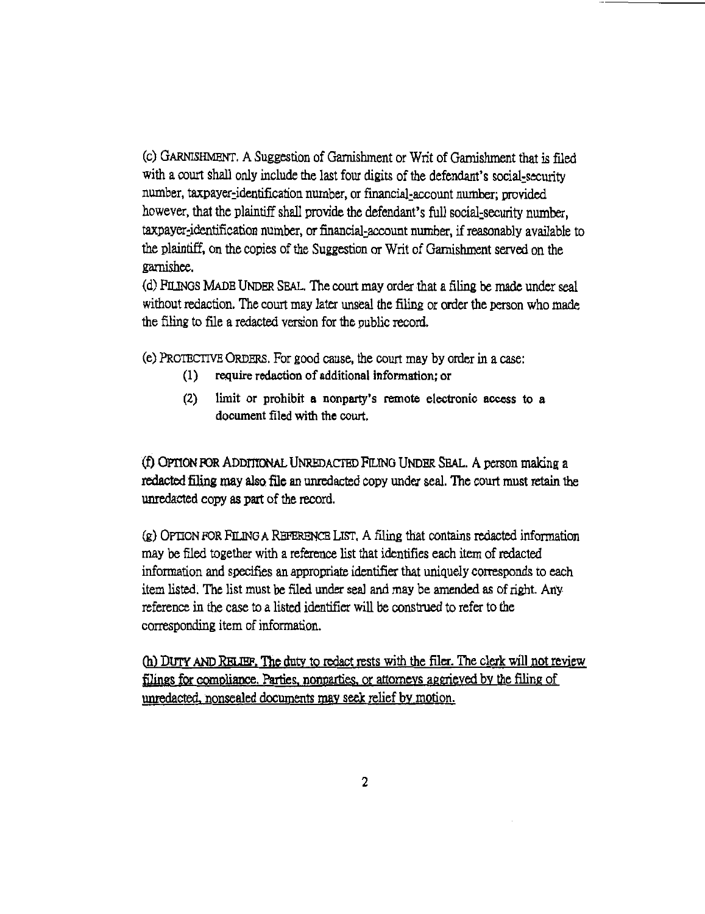(c) GARNISHMENT. A Suggestion of Garnishment or Writ of Garnishment that is filed with a court shall only include the last four digits of the defendant's social-security number, taxpayer-identification number, or financial-account number; provided however, that the plaintiff shall provide the defendant's full social-security number, taxpayer-identification number, or financial-account number, if reasonably available to the plaintiff, on the copies of the Suggestion or Writ of Garnishment served on the garnishee.

(d) FILINGS MADE UNDER SEAL. The court may order that a filing be made under seal without redaction. The court may later unseal the filing or order the person who made the filing to file a redacted version for the public record.

(e) PROTECTIVE ORDERS. For good cause, the court may by order in a case:

(1) require redaction of additional information; or

(2) limit or prohibit a nonparty's remote electronic access to a document filed with the court.

(f) OPTION FOR ADDITIONAL UNREDACTED FILING UNDER SEAL. A person making a redacted filing may also file an unredacted copy under seal. The court must retain the unredacted copy as part of the record.

(g) OPTION FOR FILING A REFERENCE LIST. A filing that contains redacted information may be filed together with a reference list that identifies each item of redacted information and specifies an appropriate identifier that uniquely corresponds to each item listed. The list must be filed under seal and may be amended as of right. Any reference in the case to a listed identifier will be construed to refer to the corresponding item of information.

<u>(h) DUTY AND RELIEF. The duty to redact rests with the filer. The clerk will not review filings for compliance. Parties, nonparties, or attorneys aggrieved by the filing of unredacted, nonsealed documents may seek relief by motion.</u>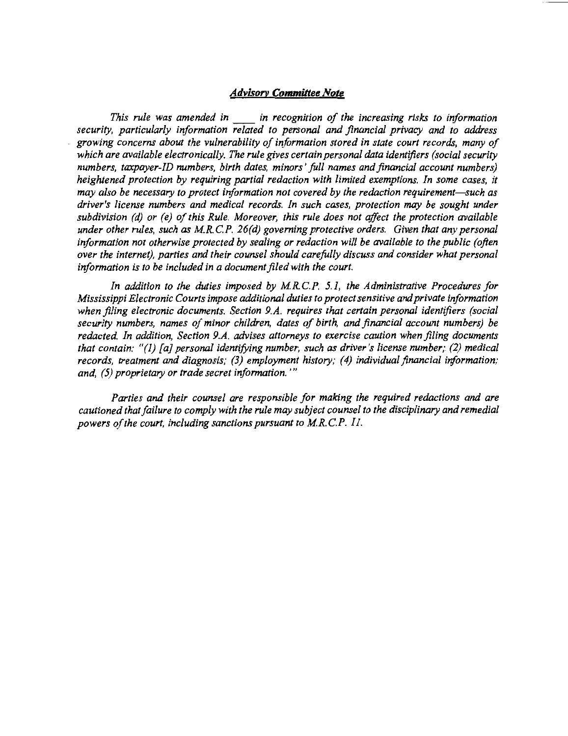***Advisory Committee Note***

*This rule was amended in \_\_\_\_ in recognition of the increasing risks to information security, particularly information related to personal and financial privacy and to address growing concerns about the vulnerability of information stored in state court records, many of which are available electronically. The rule gives certain personal data identifiers (social security numbers, taxpayer-ID numbers, birth dates, minors' full names and financial account numbers) heightened protection by requiring partial redaction with limited exemptions. In some cases, it may also be necessary to protect information not covered by the redaction requirement—such as driver's license numbers and medical records. In such cases, protection may be sought under subdivision (d) or (e) of this Rule. Moreover, this rule does not affect the protection available under other rules, such as M.R.C.P. 26(d) governing protective orders. Given that any personal information not otherwise protected by sealing or redaction will be available to the public (often over the internet), parties and their counsel should carefully discuss and consider what personal information is to be included in a document filed with the court.*

*In addition to the duties imposed by M.R.C.P. 5.1, the Administrative Procedures for Mississippi Electronic Courts impose additional duties to protect sensitive and private information when filing electronic documents. Section 9.A. requires that certain personal identifiers (social security numbers, names of minor children, dates of birth, and financial account numbers) be redacted. In addition, Section 9.A. advises attorneys to exercise caution when filing documents that contain: "(1) [a] personal identifying number, such as driver's license number; (2) medical records, treatment and diagnosis; (3) employment history; (4) individual financial information; and, (5) proprietary or trade secret information.'"*

*Parties and their counsel are responsible for making the required redactions and are cautioned that failure to comply with the rule may subject counsel to the disciplinary and remedial powers of the court, including sanctions pursuant to M.R.C.P. 11.*